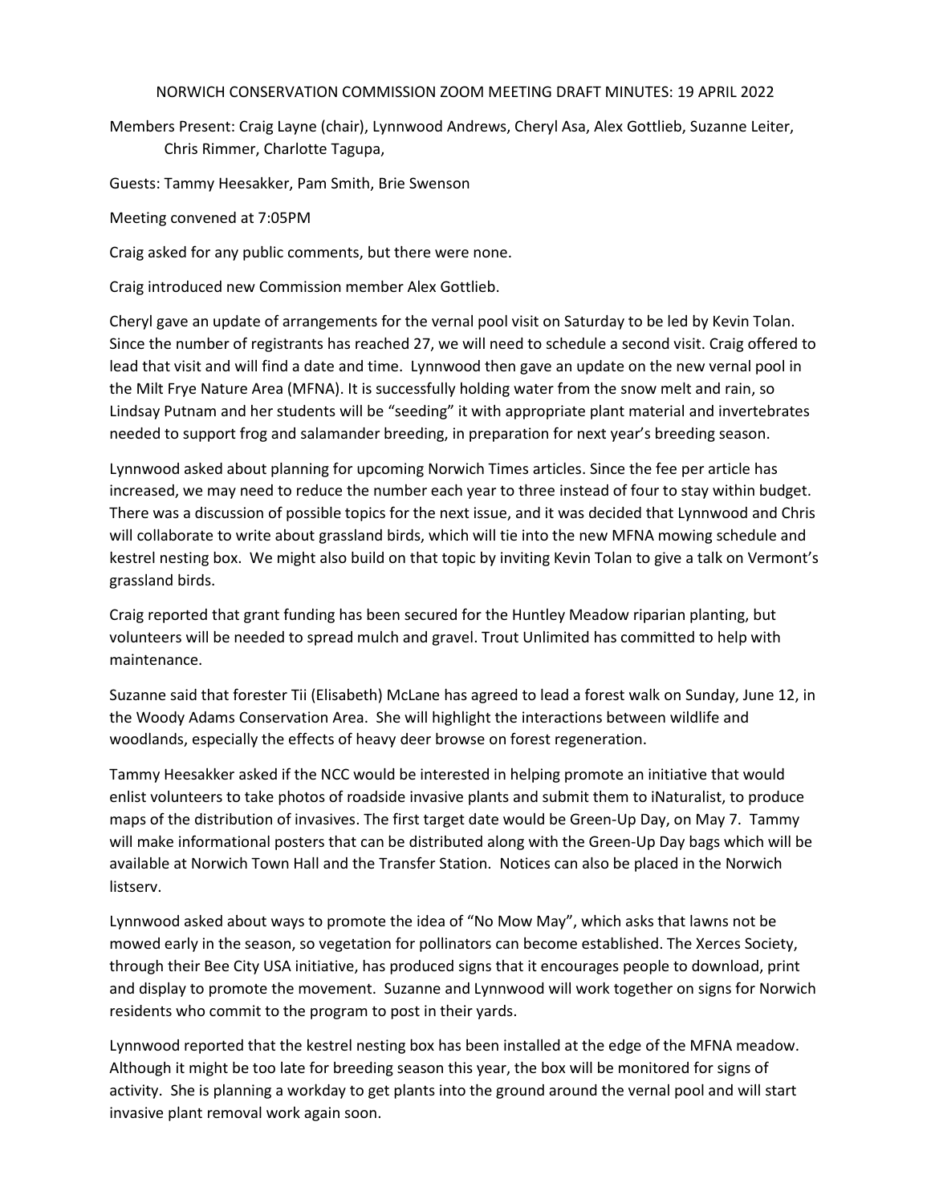# NORWICH CONSERVATION COMMISSION ZOOM MEETING DRAFT MINUTES: 19 APRIL 2022

Members Present: Craig Layne (chair), Lynnwood Andrews, Cheryl Asa, Alex Gottlieb, Suzanne Leiter, Chris Rimmer, Charlotte Tagupa,

Guests: Tammy Heesakker, Pam Smith, Brie Swenson

Meeting convened at 7:05PM

Craig asked for any public comments, but there were none.

Craig introduced new Commission member Alex Gottlieb.

Cheryl gave an update of arrangements for the vernal pool visit on Saturday to be led by Kevin Tolan. Since the number of registrants has reached 27, we will need to schedule a second visit. Craig offered to lead that visit and will find a date and time. Lynnwood then gave an update on the new vernal pool in the Milt Frye Nature Area (MFNA). It is successfully holding water from the snow melt and rain, so Lindsay Putnam and her students will be "seeding" it with appropriate plant material and invertebrates needed to support frog and salamander breeding, in preparation for next year's breeding season.

Lynnwood asked about planning for upcoming Norwich Times articles. Since the fee per article has increased, we may need to reduce the number each year to three instead of four to stay within budget. There was a discussion of possible topics for the next issue, and it was decided that Lynnwood and Chris will collaborate to write about grassland birds, which will tie into the new MFNA mowing schedule and kestrel nesting box. We might also build on that topic by inviting Kevin Tolan to give a talk on Vermont's grassland birds.

Craig reported that grant funding has been secured for the Huntley Meadow riparian planting, but volunteers will be needed to spread mulch and gravel. Trout Unlimited has committed to help with maintenance.

Suzanne said that forester Tii (Elisabeth) McLane has agreed to lead a forest walk on Sunday, June 12, in the Woody Adams Conservation Area. She will highlight the interactions between wildlife and woodlands, especially the effects of heavy deer browse on forest regeneration.

Tammy Heesakker asked if the NCC would be interested in helping promote an initiative that would enlist volunteers to take photos of roadside invasive plants and submit them to iNaturalist, to produce maps of the distribution of invasives. The first target date would be Green-Up Day, on May 7. Tammy will make informational posters that can be distributed along with the Green-Up Day bags which will be available at Norwich Town Hall and the Transfer Station. Notices can also be placed in the Norwich listserv.

Lynnwood asked about ways to promote the idea of "No Mow May", which asks that lawns not be mowed early in the season, so vegetation for pollinators can become established. The Xerces Society, through their Bee City USA initiative, has produced signs that it encourages people to download, print and display to promote the movement. Suzanne and Lynnwood will work together on signs for Norwich residents who commit to the program to post in their yards.

Lynnwood reported that the kestrel nesting box has been installed at the edge of the MFNA meadow. Although it might be too late for breeding season this year, the box will be monitored for signs of activity. She is planning a workday to get plants into the ground around the vernal pool and will start invasive plant removal work again soon.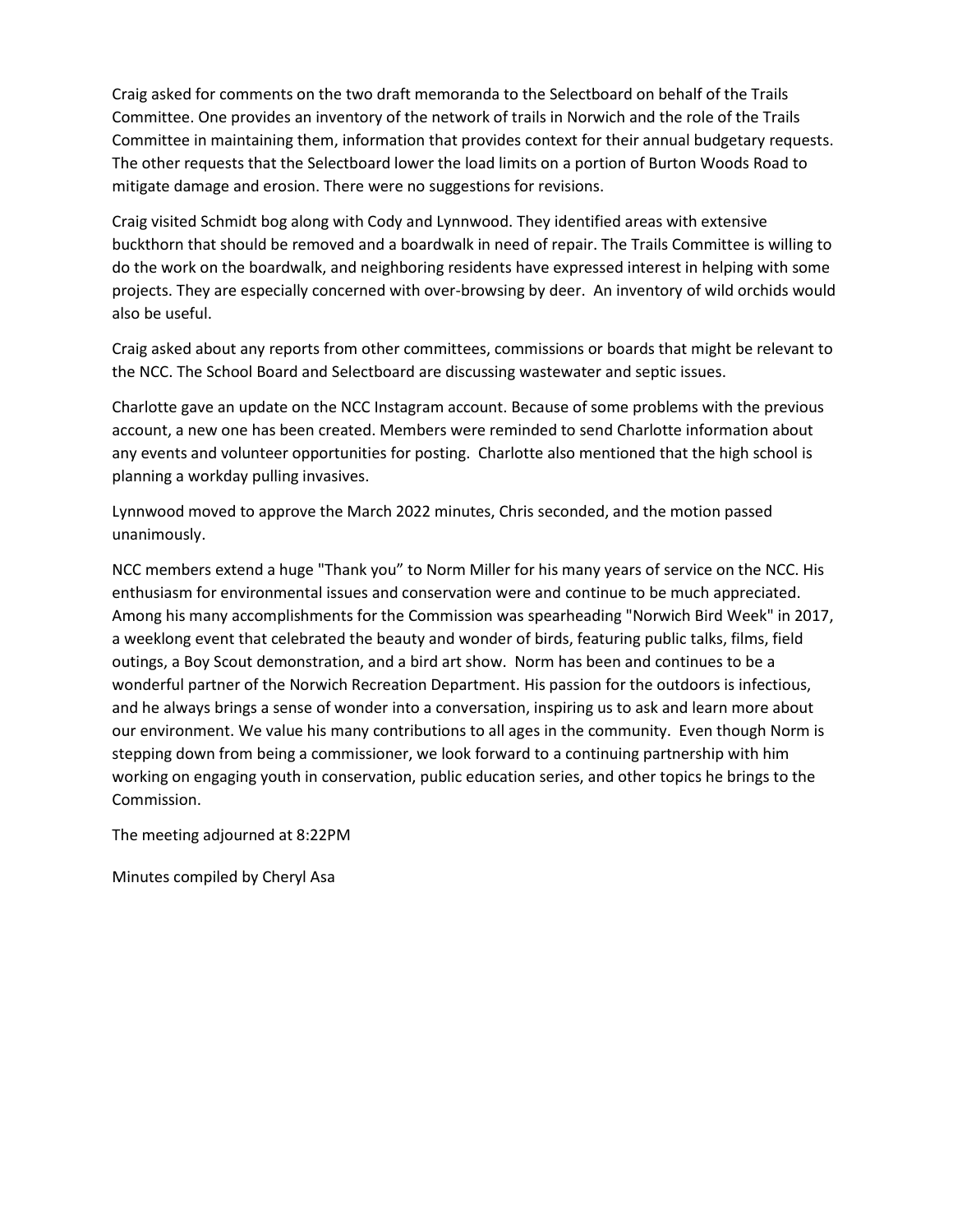Craig asked for comments on the two draft memoranda to the Selectboard on behalf of the Trails Committee. One provides an inventory of the network of trails in Norwich and the role of the Trails Committee in maintaining them, information that provides context for their annual budgetary requests. The other requests that the Selectboard lower the load limits on a portion of Burton Woods Road to mitigate damage and erosion. There were no suggestions for revisions.

Craig visited Schmidt bog along with Cody and Lynnwood. They identified areas with extensive buckthorn that should be removed and a boardwalk in need of repair. The Trails Committee is willing to do the work on the boardwalk, and neighboring residents have expressed interest in helping with some projects. They are especially concerned with over-browsing by deer. An inventory of wild orchids would also be useful.

Craig asked about any reports from other committees, commissions or boards that might be relevant to the NCC. The School Board and Selectboard are discussing wastewater and septic issues.

Charlotte gave an update on the NCC Instagram account. Because of some problems with the previous account, a new one has been created. Members were reminded to send Charlotte information about any events and volunteer opportunities for posting. Charlotte also mentioned that the high school is planning a workday pulling invasives.

Lynnwood moved to approve the March 2022 minutes, Chris seconded, and the motion passed unanimously.

NCC members extend a huge "Thank you" to Norm Miller for his many years of service on the NCC. His enthusiasm for environmental issues and conservation were and continue to be much appreciated. Among his many accomplishments for the Commission was spearheading "Norwich Bird Week" in 2017, a weeklong event that celebrated the beauty and wonder of birds, featuring public talks, films, field outings, a Boy Scout demonstration, and a bird art show. Norm has been and continues to be a wonderful partner of the Norwich Recreation Department. His passion for the outdoors is infectious, and he always brings a sense of wonder into a conversation, inspiring us to ask and learn more about our environment. We value his many contributions to all ages in the community. Even though Norm is stepping down from being a commissioner, we look forward to a continuing partnership with him working on engaging youth in conservation, public education series, and other topics he brings to the Commission.

The meeting adjourned at 8:22PM

Minutes compiled by Cheryl Asa